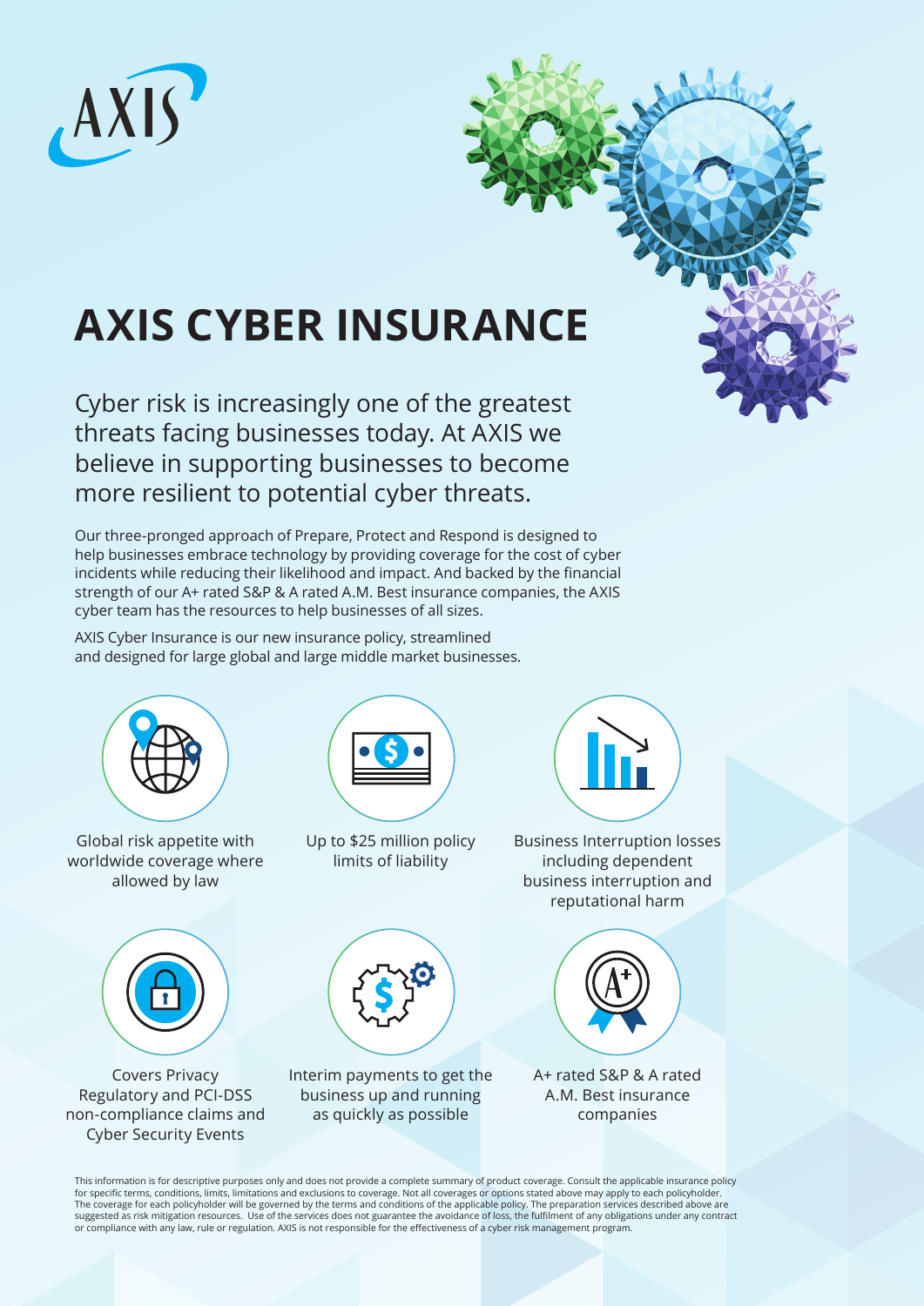AXIS

# AXIS CYBER INSURANCE

Cyber risk is increasingly one of the greatest threats facing businesses today. At AXIS we believe in supporting businesses to become more resilient to potential cyber threats.

Our three-pronged approach of Prepare, Protect and Respond is designed to help businesses embrace technology by providing coverage for the cost of cyber incidents while reducing their likelihood and impact. And backed by the financial strength of our A+ rated S&P & A rated A.M. Best insurance companies, the AXIS cyber team has the resources to help businesses of all sizes.

AXIS Cyber Insurance is our new insurance policy, streamlined and designed for large global and large middle market businesses.

- Global risk appetite with worldwide coverage where allowed by law
- Up to $25 million policy limits of liability
- Business Interruption losses including dependent business interruption and reputational harm
- Covers Privacy Regulatory and PCI-DSS non-compliance claims and Cyber Security Events
- Interim payments to get the business up and running as quickly as possible
- A+ rated S&P & A rated A.M. Best insurance companies

This information is for descriptive purposes only and does not provide a complete summary of product coverage. Consult the applicable insurance policy for specific terms, conditions, limits, limitations and exclusions to coverage. Not all coverages or options stated above may apply to each policyholder. The coverage for each policyholder will be governed by the terms and conditions of the applicable policy. The preparation services described above are suggested as risk mitigation resources. Use of the services does not guarantee the avoidance of loss, the fulfilment of any obligations under any contract or compliance with any law, rule or regulation. AXIS is not responsible for the effectiveness of a cyber risk management program.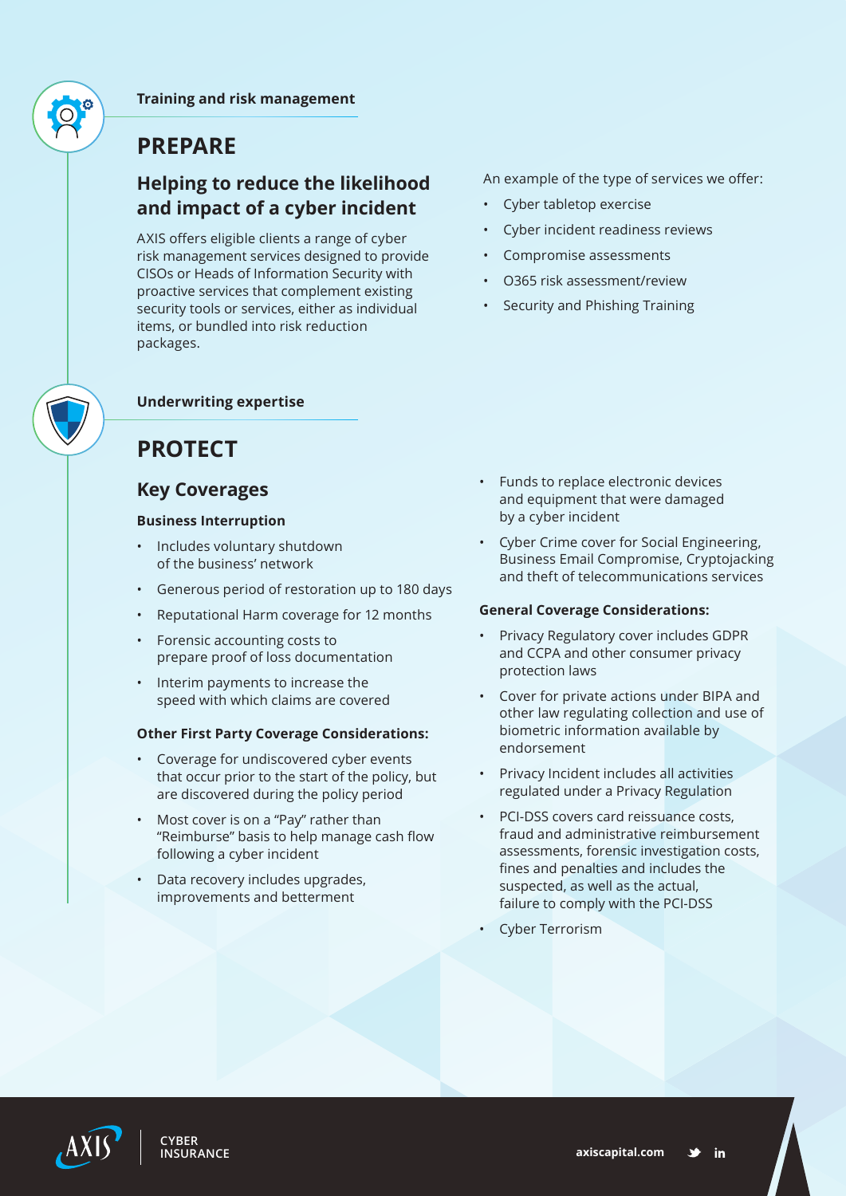**Training and risk management**

# PREPARE

## Helping to reduce the likelihood and impact of a cyber incident

AXIS offers eligible clients a range of cyber risk management services designed to provide CISOs or Heads of Information Security with proactive services that complement existing security tools or services, either as individual items, or bundled into risk reduction packages.

An example of the type of services we offer:

- Cyber tabletop exercise
- Cyber incident readiness reviews
- Compromise assessments
- O365 risk assessment/review
- Security and Phishing Training

**Underwriting expertise**

# PROTECT

## Key Coverages

**Business Interruption**

- Includes voluntary shutdown of the business' network
- Generous period of restoration up to 180 days
- Reputational Harm coverage for 12 months
- Forensic accounting costs to prepare proof of loss documentation
- Interim payments to increase the speed with which claims are covered

**Other First Party Coverage Considerations:**

- Coverage for undiscovered cyber events that occur prior to the start of the policy, but are discovered during the policy period
- Most cover is on a "Pay" rather than "Reimburse" basis to help manage cash flow following a cyber incident
- Data recovery includes upgrades, improvements and betterment
- Funds to replace electronic devices and equipment that were damaged by a cyber incident
- Cyber Crime cover for Social Engineering, Business Email Compromise, Cryptojacking and theft of telecommunications services

**General Coverage Considerations:**

- Privacy Regulatory cover includes GDPR and CCPA and other consumer privacy protection laws
- Cover for private actions under BIPA and other law regulating collection and use of biometric information available by endorsement
- Privacy Incident includes all activities regulated under a Privacy Regulation
- PCI-DSS covers card reissuance costs, fraud and administrative reimbursement assessments, forensic investigation costs, fines and penalties and includes the suspected, as well as the actual, failure to comply with the PCI-DSS
- Cyber Terrorism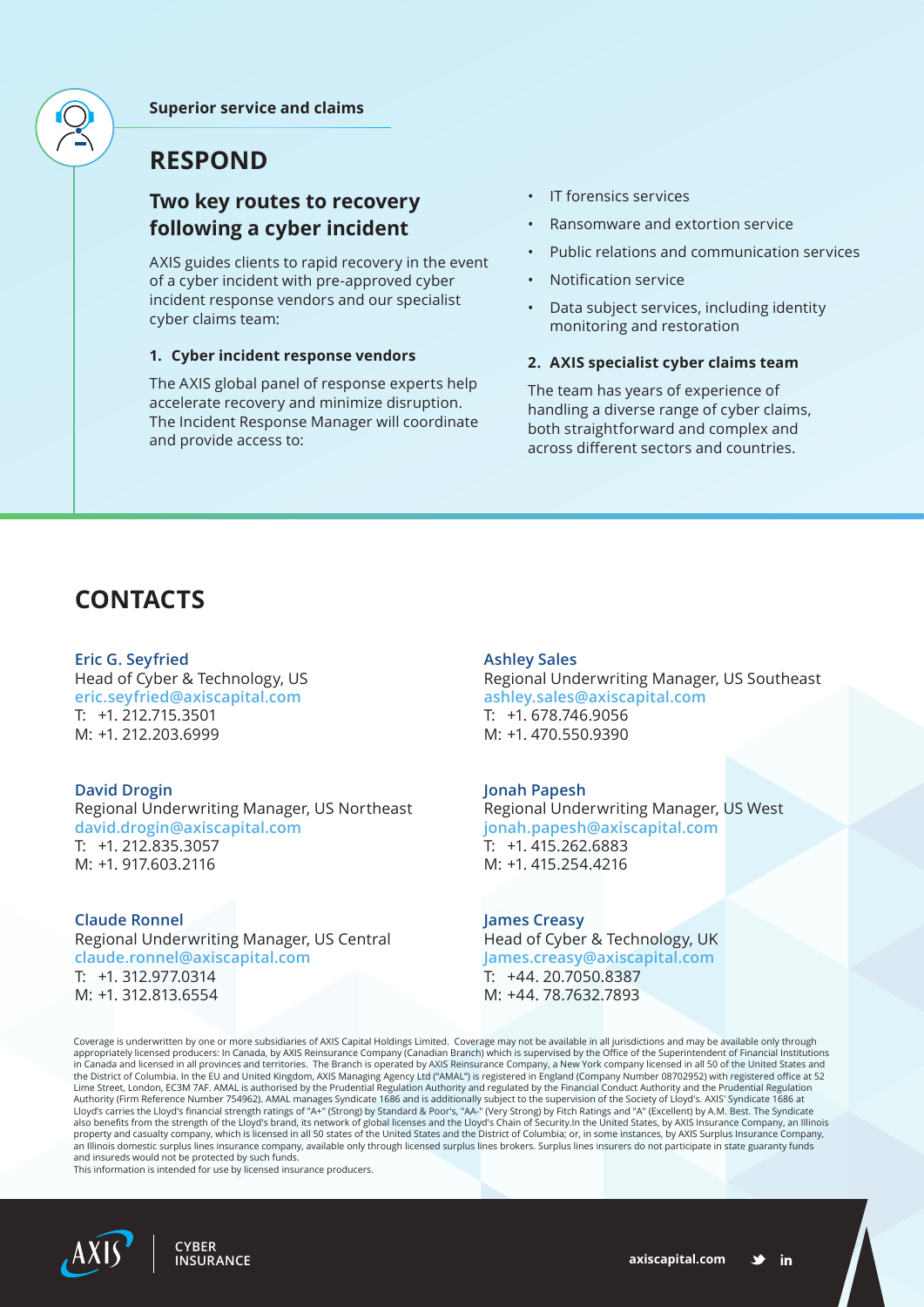Superior service and claims

# RESPOND

## Two key routes to recovery following a cyber incident

AXIS guides clients to rapid recovery in the event of a cyber incident with pre-approved cyber incident response vendors and our specialist cyber claims team:

### 1. Cyber incident response vendors

The AXIS global panel of response experts help accelerate recovery and minimize disruption. The Incident Response Manager will coordinate and provide access to:

- IT forensics services
- Ransomware and extortion service
- Public relations and communication services
- Notification service
- Data subject services, including identity monitoring and restoration

### 2. AXIS specialist cyber claims team

The team has years of experience of handling a diverse range of cyber claims, both straightforward and complex and across different sectors and countries.

# CONTACTS

**Eric G. Seyfried**
Head of Cyber & Technology, US
eric.seyfried@axiscapital.com
T: +1. 212.715.3501
M: +1. 212.203.6999

**David Drogin**
Regional Underwriting Manager, US Northeast
david.drogin@axiscapital.com
T: +1. 212.835.3057
M: +1. 917.603.2116

**Claude Ronnel**
Regional Underwriting Manager, US Central
claude.ronnel@axiscapital.com
T: +1. 312.977.0314
M: +1. 312.813.6554

**Ashley Sales**
Regional Underwriting Manager, US Southeast
ashley.sales@axiscapital.com
T: +1. 678.746.9056
M: +1. 470.550.9390

**Jonah Papesh**
Regional Underwriting Manager, US West
jonah.papesh@axiscapital.com
T: +1. 415.262.6883
M: +1. 415.254.4216

**James Creasy**
Head of Cyber & Technology, UK
James.creasy@axiscapital.com
T: +44. 20.7050.8387
M: +44. 78.7632.7893

Coverage is underwritten by one or more subsidiaries of AXIS Capital Holdings Limited. Coverage may not be available in all jurisdictions and may be available only through appropriately licensed producers: In Canada, by AXIS Reinsurance Company (Canadian Branch) which is supervised by the Office of the Superintendent of Financial Institutions in Canada and licensed in all provinces and territories. The Branch is operated by AXIS Reinsurance Company, a New York company licensed in all 50 of the United States and the District of Columbia. In the EU and United Kingdom, AXIS Managing Agency Ltd ("AMAL") is registered in England (Company Number 08702952) with registered office at 52 Lime Street, London, EC3M 7AF. AMAL is authorised by the Prudential Regulation Authority and regulated by the Financial Conduct Authority and the Prudential Regulation Authority (Firm Reference Number 754962). AMAL manages Syndicate 1686 and is additionally subject to the supervision of the Society of Lloyd's. AXIS' Syndicate 1686 at Lloyd's carries the Lloyd's financial strength ratings of "A+" (Strong) by Standard & Poor's, "AA-" (Very Strong) by Fitch Ratings and "A" (Excellent) by A.M. Best. The Syndicate also benefits from the strength of the Lloyd's brand, its network of global licenses and the Lloyd's Chain of Security.In the United States, by AXIS Insurance Company, an Illinois property and casualty company, which is licensed in all 50 states of the United States and the District of Columbia; or, in some instances, by AXIS Surplus Insurance Company, an Illinois domestic surplus lines insurance company, available only through licensed surplus lines brokers. Surplus lines insurers do not participate in state guaranty funds and insureds would not be protected by such funds.
This information is intended for use by licensed insurance producers.

AXIS | CYBER INSURANCE

axiscapital.com